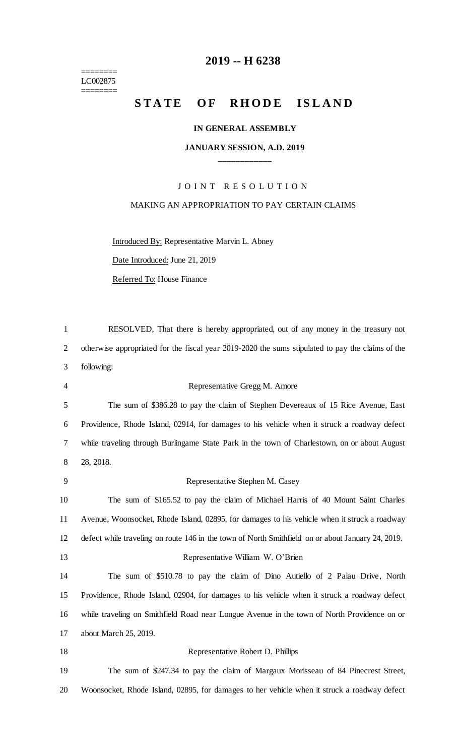# 2019 -- H 6238

========
LC002875
========

# STATE OF RHODE ISLAND

### IN GENERAL ASSEMBLY

### JANUARY SESSION, A.D. 2019

---

## JOINT RESOLUTION

### MAKING AN APPROPRIATION TO PAY CERTAIN CLAIMS

Introduced By: Representative Marvin L. Abney

Date Introduced: June 21, 2019

Referred To: House Finance

RESOLVED, That there is hereby appropriated, out of any money in the treasury not otherwise appropriated for the fiscal year 2019-2020 the sums stipulated to pay the claims of the following:

Representative Gregg M. Amore

The sum of $386.28 to pay the claim of Stephen Devereaux of 15 Rice Avenue, East Providence, Rhode Island, 02914, for damages to his vehicle when it struck a roadway defect while traveling through Burlingame State Park in the town of Charlestown, on or about August 28, 2018.

Representative Stephen M. Casey

The sum of $165.52 to pay the claim of Michael Harris of 40 Mount Saint Charles Avenue, Woonsocket, Rhode Island, 02895, for damages to his vehicle when it struck a roadway defect while traveling on route 146 in the town of North Smithfield on or about January 24, 2019.

Representative William W. O'Brien

The sum of $510.78 to pay the claim of Dino Autiello of 2 Palau Drive, North Providence, Rhode Island, 02904, for damages to his vehicle when it struck a roadway defect while traveling on Smithfield Road near Longue Avenue in the town of North Providence on or about March 25, 2019.

Representative Robert D. Phillips

The sum of $247.34 to pay the claim of Margaux Morisseau of 84 Pinecrest Street, Woonsocket, Rhode Island, 02895, for damages to her vehicle when it struck a roadway defect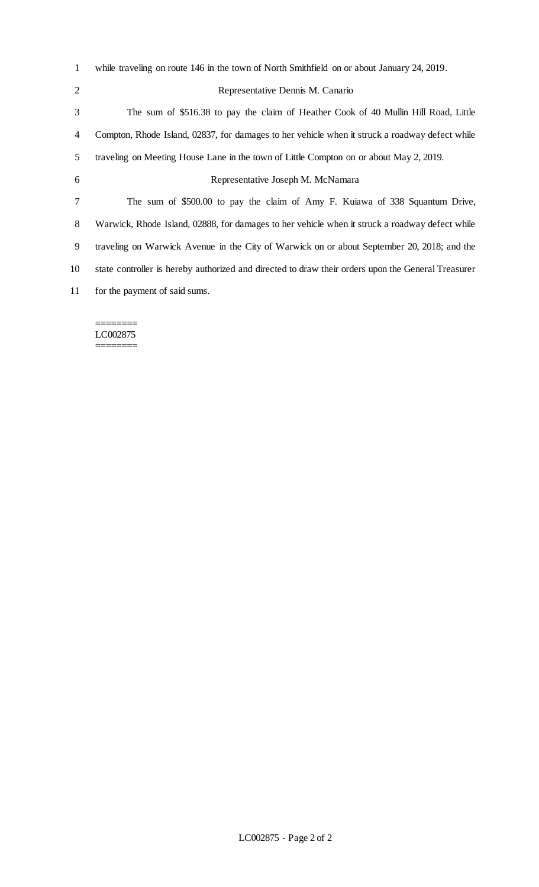while traveling on route 146 in the town of North Smithfield on or about January 24, 2019.

Representative Dennis M. Canario

The sum of $516.38 to pay the claim of Heather Cook of 40 Mullin Hill Road, Little Compton, Rhode Island, 02837, for damages to her vehicle when it struck a roadway defect while traveling on Meeting House Lane in the town of Little Compton on or about May 2, 2019.

Representative Joseph M. McNamara

The sum of $500.00 to pay the claim of Amy F. Kuiawa of 338 Squantum Drive, Warwick, Rhode Island, 02888, for damages to her vehicle when it struck a roadway defect while traveling on Warwick Avenue in the City of Warwick on or about September 20, 2018; and the state controller is hereby authorized and directed to draw their orders upon the General Treasurer for the payment of said sums.

========
LC002875
========